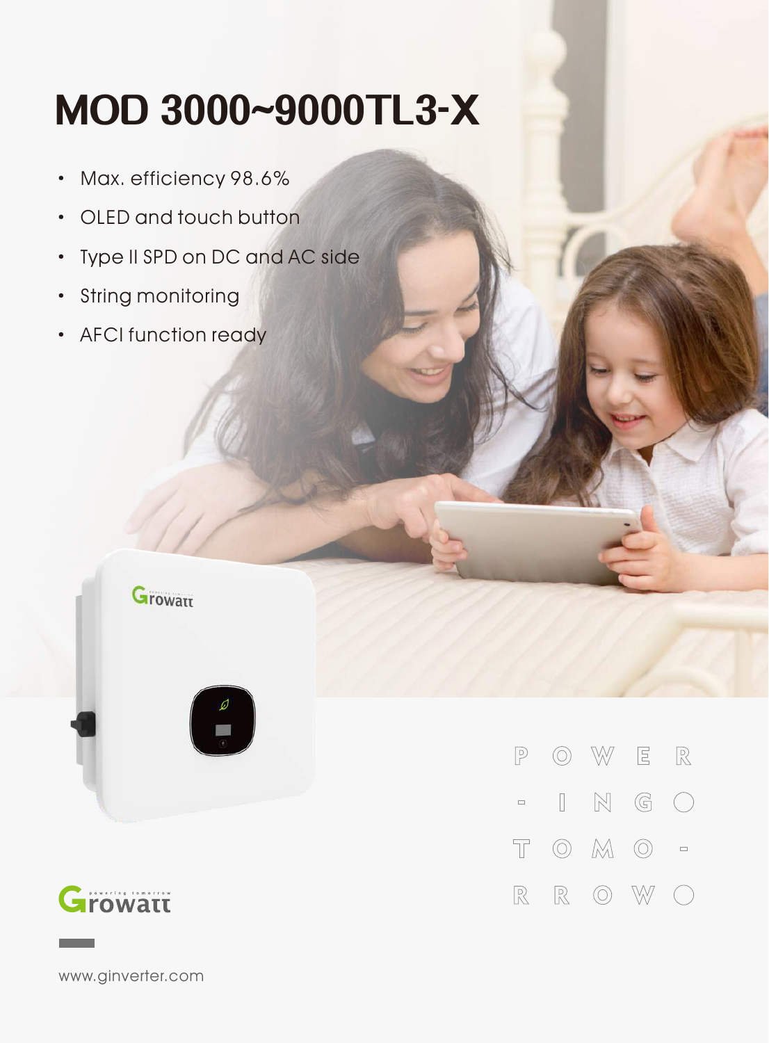# MOD 3000~9000TL3-X

- Max. efficiency 98.6%
- OLED and touch button
- Type II SPD on DC and AC side
- String monitoring
- AFCI function ready

POWERING TOMORROW

www.ginverter.com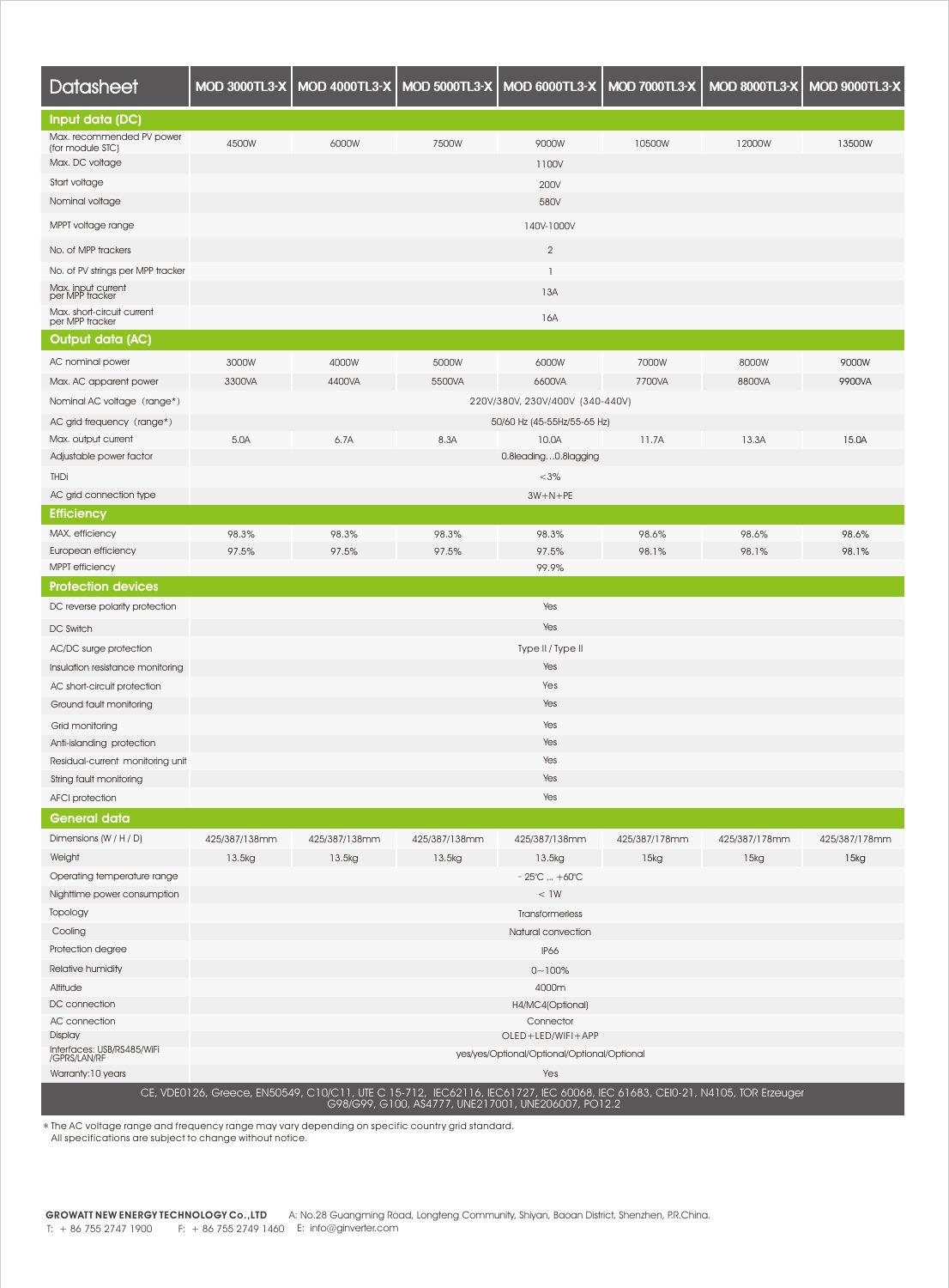| Datasheet | MOD 3000TL3-X | MOD 4000TL3-X | MOD 5000TL3-X | MOD 6000TL3-X | MOD 7000TL3-X | MOD 8000TL3-X | MOD 9000TL3-X |
|---|---|---|---|---|---|---|---|
| **Input data (DC)** | | | | | | | |
| Max. recommended PV power (for module STC) | 4500W | 6000W | 7500W | 9000W | 10500W | 12000W | 13500W |
| Max. DC voltage | 1100V | | | | | | |
| Start voltage | 200V | | | | | | |
| Nominal voltage | 580V | | | | | | |
| MPPT voltage range | 140V-1000V | | | | | | |
| No. of MPP trackers | 2 | | | | | | |
| No. of PV strings per MPP tracker | 1 | | | | | | |
| Max. input current per MPP tracker | 13A | | | | | | |
| Max. short-circuit current per MPP tracker | 16A | | | | | | |
| **Output data (AC)** | | | | | | | |
| AC nominal power | 3000W | 4000W | 5000W | 6000W | 7000W | 8000W | 9000W |
| Max. AC apparent power | 3300VA | 4400VA | 5500VA | 6600VA | 7700VA | 8800VA | 9900VA |
| Nominal AC voltage (range*) | 220V/380V, 230V/400V (340-440V) | | | | | | |
| AC grid frequency (range*) | 50/60 Hz (45-55Hz/55-65 Hz) | | | | | | |
| Max. output current | 5.0A | 6.7A | 8.3A | 10.0A | 11.7A | 13.3A | 15.0A |
| Adjustable power factor | 0.8leading…0.8lagging | | | | | | |
| THDi | <3% | | | | | | |
| AC grid connection type | 3W+N+PE | | | | | | |
| **Efficiency** | | | | | | | |
| MAX. efficiency | 98.3% | 98.3% | 98.3% | 98.3% | 98.6% | 98.6% | 98.6% |
| European efficiency | 97.5% | 97.5% | 97.5% | 97.5% | 98.1% | 98.1% | 98.1% |
| MPPT efficiency | 99.9% | | | | | | |
| **Protection devices** | | | | | | | |
| DC reverse polarity protection | Yes | | | | | | |
| DC Switch | Yes | | | | | | |
| AC/DC surge protection | Type II / Type II | | | | | | |
| Insulation resistance monitoring | Yes | | | | | | |
| AC short-circuit protection | Yes | | | | | | |
| Ground fault monitoring | Yes | | | | | | |
| Grid monitoring | Yes | | | | | | |
| Anti-islanding protection | Yes | | | | | | |
| Residual-current monitoring unit | Yes | | | | | | |
| String fault monitoring | Yes | | | | | | |
| AFCI protection | Yes | | | | | | |
| **General data** | | | | | | | |
| Dimensions (W / H / D) | 425/387/138mm | 425/387/138mm | 425/387/138mm | 425/387/138mm | 425/387/178mm | 425/387/178mm | 425/387/178mm |
| Weight | 13.5kg | 13.5kg | 13.5kg | 13.5kg | 15kg | 15kg | 15kg |
| Operating temperature range | - 25°C ... +60°C | | | | | | |
| Nighttime power consumption | < 1W | | | | | | |
| Topology | Transformerless | | | | | | |
| Cooling | Natural convection | | | | | | |
| Protection degree | IP66 | | | | | | |
| Relative humidity | 0~100% | | | | | | |
| Altitude | 4000m | | | | | | |
| DC connection | H4/MC4(Optional) | | | | | | |
| AC connection | Connector | | | | | | |
| Display | OLED+LED/WIFI+APP | | | | | | |
| Interfaces: USB/RS485/WiFi /GPRS/LAN/RF | yes/yes/Optional/Optional/Optional/Optional | | | | | | |
| Warranty:10 years | Yes | | | | | | |

CE, VDE0126, Greece, EN50549, C10/C11, UTE C 15-712, IEC62116, IEC61727, IEC 60068, IEC 61683, CEI0-21, N4105, TOR Erzeuger G98/G99, G100, AS4777, UNE217001, UNE206007, PO12.2

* The AC voltage range and frequency range may vary depending on specific country grid standard.
All specifications are subject to change without notice.

**GROWATT NEW ENERGY TECHNOLOGY Co.,LTD** A: No.28 Guangming Road, Longteng Community, Shiyan, Baoan District, Shenzhen, P.R.China.
T: + 86 755 2747 1900 F: + 86 755 2749 1460 E: info@ginverter.com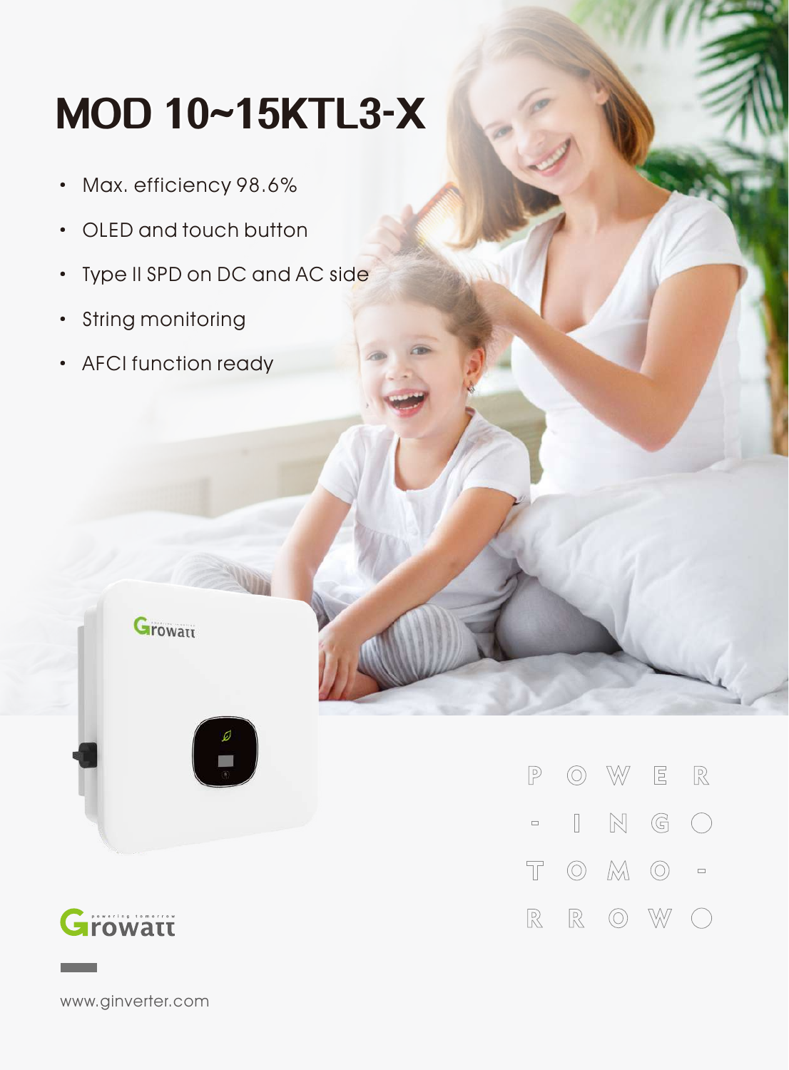# MOD 10~15KTL3-X

- Max. efficiency 98.6%
- OLED and touch button
- Type II SPD on DC and AC side
- String monitoring
- AFCI function ready

POWER-ING TOMO-RROW

Growatt powering tomorrow

www.ginverter.com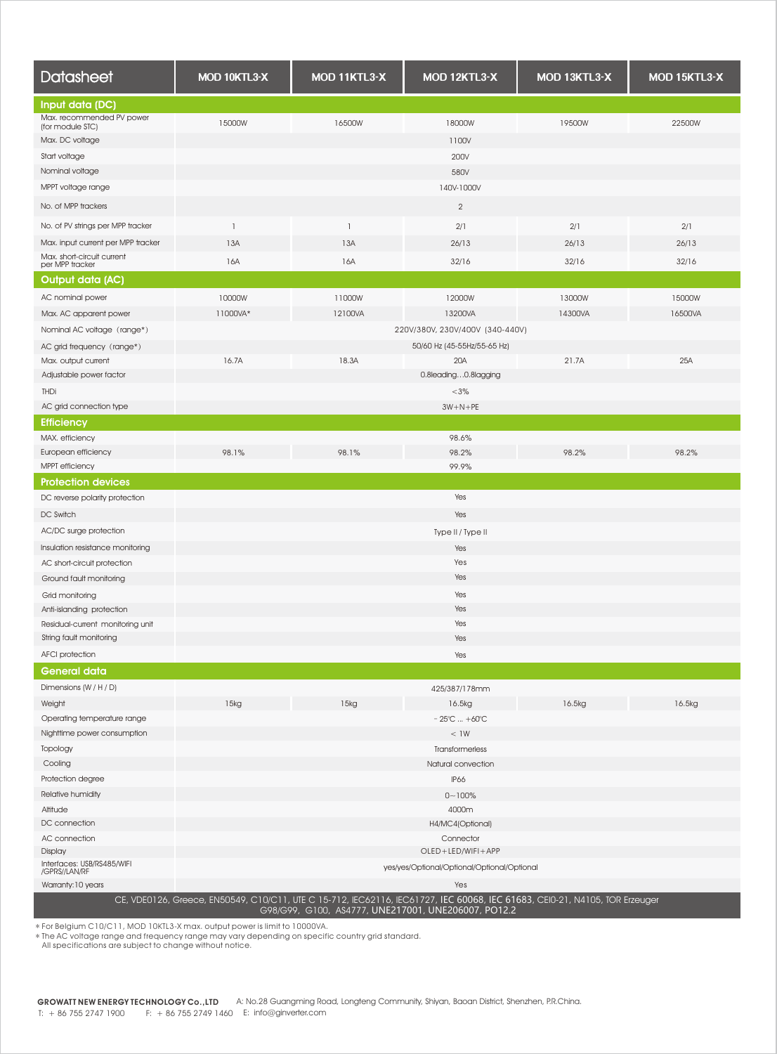| Datasheet | MOD 10KTL3-X | MOD 11KTL3-X | MOD 12KTL3-X | MOD 13KTL3-X | MOD 15KTL3-X |
|---|---|---|---|---|---|
| **Input data (DC)** | | | | | |
| Max. recommended PV power (for module STC) | 15000W | 16500W | 18000W | 19500W | 22500W |
| Max. DC voltage | 1100V | | | | |
| Start voltage | 200V | | | | |
| Nominal voltage | 580V | | | | |
| MPPT voltage range | 140V-1000V | | | | |
| No. of MPP trackers | 2 | | | | |
| No. of PV strings per MPP tracker | 1 | 1 | 2/1 | 2/1 | 2/1 |
| Max. input current per MPP tracker | 13A | 13A | 26/13 | 26/13 | 26/13 |
| Max. short-circuit current per MPP tracker | 16A | 16A | 32/16 | 32/16 | 32/16 |
| **Output data (AC)** | | | | | |
| AC nominal power | 10000W | 11000W | 12000W | 13000W | 15000W |
| Max. AC apparent power | 11000VA* | 12100VA | 13200VA | 14300VA | 16500VA |
| Nominal AC voltage (range*) | 220V/380V, 230V/400V (340-440V) | | | | |
| AC grid frequency (range*) | 50/60 Hz (45-55Hz/55-65 Hz) | | | | |
| Max. output current | 16.7A | 18.3A | 20A | 21.7A | 25A |
| Adjustable power factor | 0.8leading…0.8lagging | | | | |
| THDi | <3% | | | | |
| AC grid connection type | 3W+N+PE | | | | |
| **Efficiency** | | | | | |
| MAX. efficiency | 98.6% | | | | |
| European efficiency | 98.1% | 98.1% | 98.2% | 98.2% | 98.2% |
| MPPT efficiency | 99.9% | | | | |
| **Protection devices** | | | | | |
| DC reverse polarity protection | Yes | | | | |
| DC Switch | Yes | | | | |
| AC/DC surge protection | Type II / Type II | | | | |
| Insulation resistance monitoring | Yes | | | | |
| AC short-circuit protection | Yes | | | | |
| Ground fault monitoring | Yes | | | | |
| Grid monitoring | Yes | | | | |
| Anti-islanding protection | Yes | | | | |
| Residual-current monitoring unit | Yes | | | | |
| String fault monitoring | Yes | | | | |
| AFCI protection | Yes | | | | |
| **General data** | | | | | |
| Dimensions (W / H / D) | 425/387/178mm | | | | |
| Weight | 15kg | 15kg | 16.5kg | 16.5kg | 16.5kg |
| Operating temperature range | - 25℃ ... +60℃ | | | | |
| Nighttime power consumption | < 1W | | | | |
| Topology | Transformerless | | | | |
| Cooling | Natural convection | | | | |
| Protection degree | IP66 | | | | |
| Relative humidity | 0~100% | | | | |
| Altitude | 4000m | | | | |
| DC connection | H4/MC4(Optional) | | | | |
| AC connection | Connector | | | | |
| Display | OLED+LED/WIFI+APP | | | | |
| Interfaces: USB/RS485/WIFI /GPRS//LAN/RF | yes/yes/Optional/Optional/Optional/Optional | | | | |
| Warranty:10 years | Yes | | | | |
| CE, VDE0126, Greece, EN50549, C10/C11, UTE C 15-712, IEC62116, IEC61727, IEC 60068, IEC 61683, CEI0-21, N4105, TOR Erzeuger G98/G99, G100, AS4777, UNE217001, UNE206007, PO12.2 | | | | | |

* For Belgium C10/C11, MOD 10KTL3-X max. output power is limit to 10000VA.
* The AC voltage range and frequency range may vary depending on specific country grid standard.
All specifications are subject to change without notice.

**GROWATT NEW ENERGY TECHNOLOGY Co.,LTD** A: No.28 Guangming Road, Longteng Community, Shiyan, Baoan District, Shenzhen, P.R.China.
T: + 86 755 2747 1900 F: + 86 755 2749 1460 E: info@ginverter.com